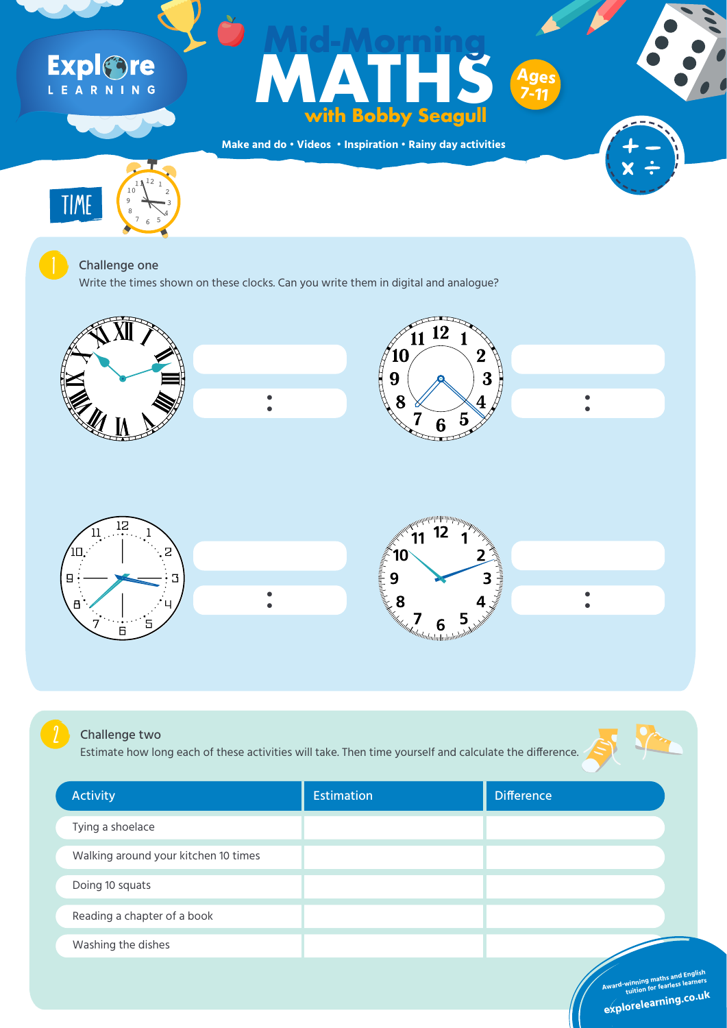Explore LEARNING

# Mid-Morning MATHS with Bobby Seagull

Ages 7-11

Make and do • Videos • Inspiration • Rainy day activities

## TIME

### 1 Challenge one

Write the times shown on these clocks. Can you write them in digital and analogue?

:

:

:

:

### 2 Challenge two

Estimate how long each of these activities will take. Then time yourself and calculate the difference.

| Activity | Estimation | Difference |
|---|---|---|
| Tying a shoelace | | |
| Walking around your kitchen 10 times | | |
| Doing 10 squats | | |
| Reading a chapter of a book | | |
| Washing the dishes | | |

Award-winning maths and English tuition for fearless learners

explorelearning.co.uk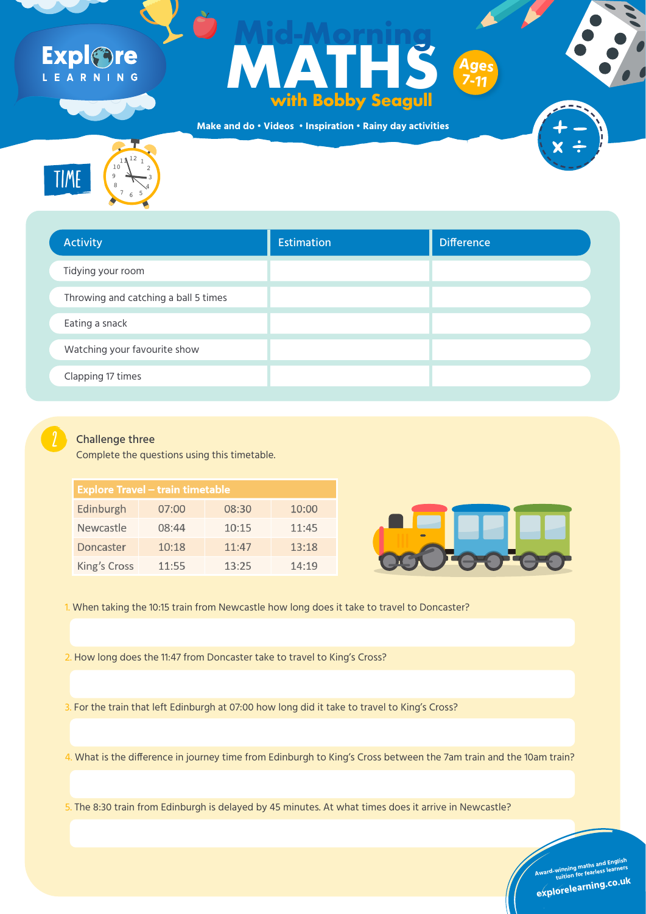# Mid-Morning MATHS with Bobby Seagull

Ages 7-11

Make and do • Videos • Inspiration • Rainy day activities

## TIME

| Activity | Estimation | Difference |
|---|---|---|
| Tidying your room | | |
| Throwing and catching a ball 5 times | | |
| Eating a snack | | |
| Watching your favourite show | | |
| Clapping 17 times | | |

## Challenge three

Complete the questions using this timetable.

| Explore Travel – train timetable | | | |
|---|---|---|---|
| Edinburgh | 07:00 | 08:30 | 10:00 |
| Newcastle | 08:44 | 10:15 | 11:45 |
| Doncaster | 10:18 | 11:47 | 13:18 |
| King's Cross | 11:55 | 13:25 | 14:19 |

1. When taking the 10:15 train from Newcastle how long does it take to travel to Doncaster?

2. How long does the 11:47 from Doncaster take to travel to King's Cross?

3. For the train that left Edinburgh at 07:00 how long did it take to travel to King's Cross?

4. What is the difference in journey time from Edinburgh to King's Cross between the 7am train and the 10am train?

5. The 8:30 train from Edinburgh is delayed by 45 minutes. At what times does it arrive in Newcastle?

Award-winning maths and English tuition for fearless learners

explorelearning.co.uk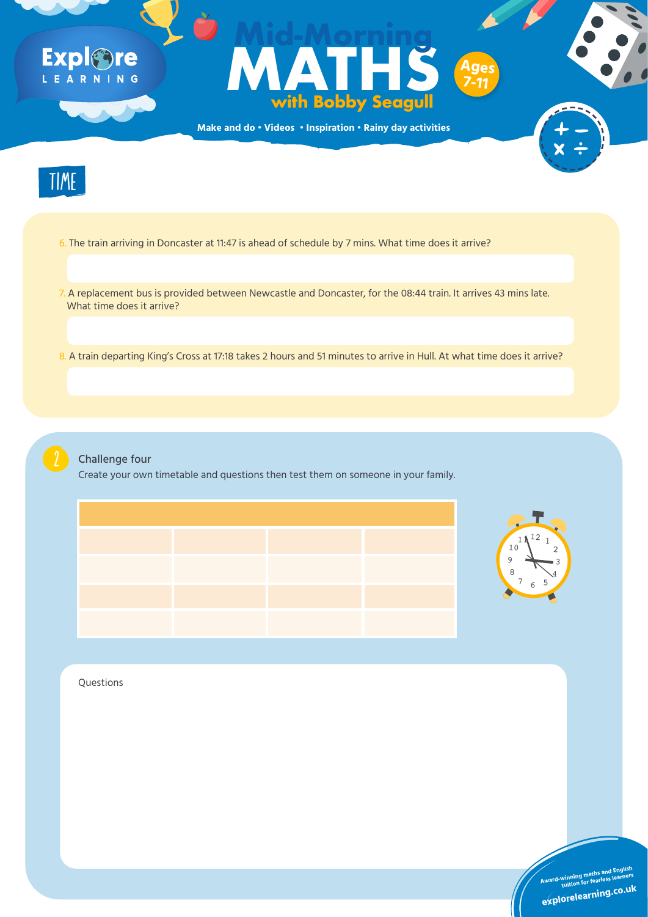# TIME

6. The train arriving in Doncaster at 11:47 is ahead of schedule by 7 mins. What time does it arrive?

7. A replacement bus is provided between Newcastle and Doncaster, for the 08:44 train. It arrives 43 mins late. What time does it arrive?

8. A train departing King's Cross at 17:18 takes 2 hours and 51 minutes to arrive in Hull. At what time does it arrive?

## Challenge four

Create your own timetable and questions then test them on someone in your family.

| | | | |
|---|---|---|---|
| | | | |
| | | | |
| | | | |
| | | | |

Questions